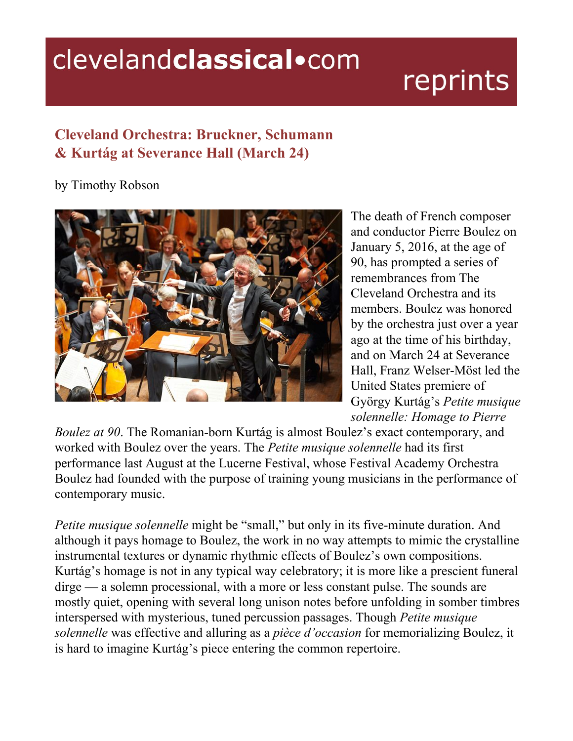# Cleveland Orchestra: Bruckner, Schumann & Kurtág at Severance Hall (March 24)

by Timothy Robson

The death of French composer and conductor Pierre Boulez on January 5, 2016, at the age of 90, has prompted a series of remembrances from The Cleveland Orchestra and its members. Boulez was honored by the orchestra just over a year ago at the time of his birthday, and on March 24 at Severance Hall, Franz Welser-Möst led the United States premiere of György Kurtág's *Petite musique solennelle: Homage to Pierre Boulez at 90*. The Romanian-born Kurtág is almost Boulez's exact contemporary, and worked with Boulez over the years. The *Petite musique solennelle* had its first performance last August at the Lucerne Festival, whose Festival Academy Orchestra Boulez had founded with the purpose of training young musicians in the performance of contemporary music.

*Petite musique solennelle* might be "small," but only in its five-minute duration. And although it pays homage to Boulez, the work in no way attempts to mimic the crystalline instrumental textures or dynamic rhythmic effects of Boulez's own compositions. Kurtág's homage is not in any typical way celebratory; it is more like a prescient funeral dirge — a solemn processional, with a more or less constant pulse. The sounds are mostly quiet, opening with several long unison notes before unfolding in somber timbres interspersed with mysterious, tuned percussion passages. Though *Petite musique solennelle* was effective and alluring as a *pièce d'occasion* for memorializing Boulez, it is hard to imagine Kurtág's piece entering the common repertoire.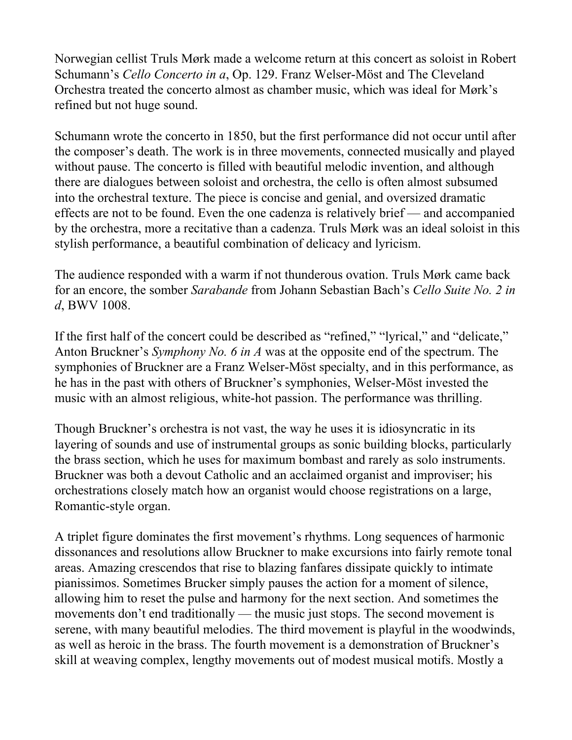Norwegian cellist Truls Mørk made a welcome return at this concert as soloist in Robert Schumann's *Cello Concerto in a*, Op. 129. Franz Welser-Möst and The Cleveland Orchestra treated the concerto almost as chamber music, which was ideal for Mørk's refined but not huge sound.

Schumann wrote the concerto in 1850, but the first performance did not occur until after the composer's death. The work is in three movements, connected musically and played without pause. The concerto is filled with beautiful melodic invention, and although there are dialogues between soloist and orchestra, the cello is often almost subsumed into the orchestral texture. The piece is concise and genial, and oversized dramatic effects are not to be found. Even the one cadenza is relatively brief — and accompanied by the orchestra, more a recitative than a cadenza. Truls Mørk was an ideal soloist in this stylish performance, a beautiful combination of delicacy and lyricism.

The audience responded with a warm if not thunderous ovation. Truls Mørk came back for an encore, the somber *Sarabande* from Johann Sebastian Bach's *Cello Suite No. 2 in d*, BWV 1008.

If the first half of the concert could be described as "refined," "lyrical," and "delicate," Anton Bruckner's *Symphony No. 6 in A* was at the opposite end of the spectrum. The symphonies of Bruckner are a Franz Welser-Möst specialty, and in this performance, as he has in the past with others of Bruckner's symphonies, Welser-Möst invested the music with an almost religious, white-hot passion. The performance was thrilling.

Though Bruckner's orchestra is not vast, the way he uses it is idiosyncratic in its layering of sounds and use of instrumental groups as sonic building blocks, particularly the brass section, which he uses for maximum bombast and rarely as solo instruments. Bruckner was both a devout Catholic and an acclaimed organist and improviser; his orchestrations closely match how an organist would choose registrations on a large, Romantic-style organ.

A triplet figure dominates the first movement's rhythms. Long sequences of harmonic dissonances and resolutions allow Bruckner to make excursions into fairly remote tonal areas. Amazing crescendos that rise to blazing fanfares dissipate quickly to intimate pianissimos. Sometimes Brucker simply pauses the action for a moment of silence, allowing him to reset the pulse and harmony for the next section. And sometimes the movements don't end traditionally — the music just stops. The second movement is serene, with many beautiful melodies. The third movement is playful in the woodwinds, as well as heroic in the brass. The fourth movement is a demonstration of Bruckner's skill at weaving complex, lengthy movements out of modest musical motifs. Mostly a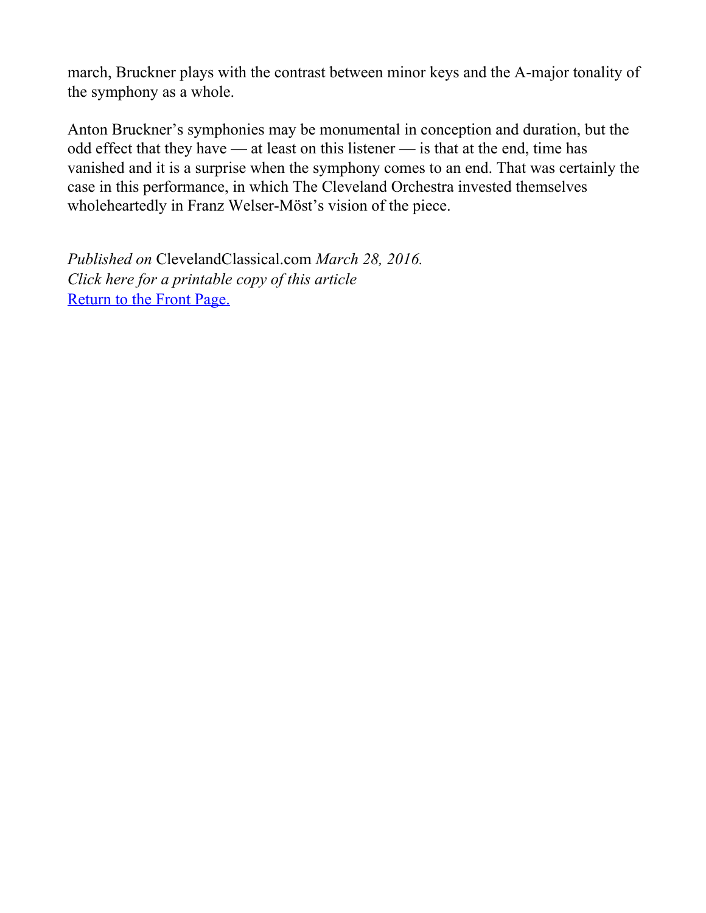march, Bruckner plays with the contrast between minor keys and the A-major tonality of the symphony as a whole.

Anton Bruckner's symphonies may be monumental in conception and duration, but the odd effect that they have — at least on this listener — is that at the end, time has vanished and it is a surprise when the symphony comes to an end. That was certainly the case in this performance, in which The Cleveland Orchestra invested themselves wholeheartedly in Franz Welser-Möst's vision of the piece.

*Published on* ClevelandClassical.com *March 28, 2016.*
*Click here for a printable copy of this article*
Return to the Front Page.